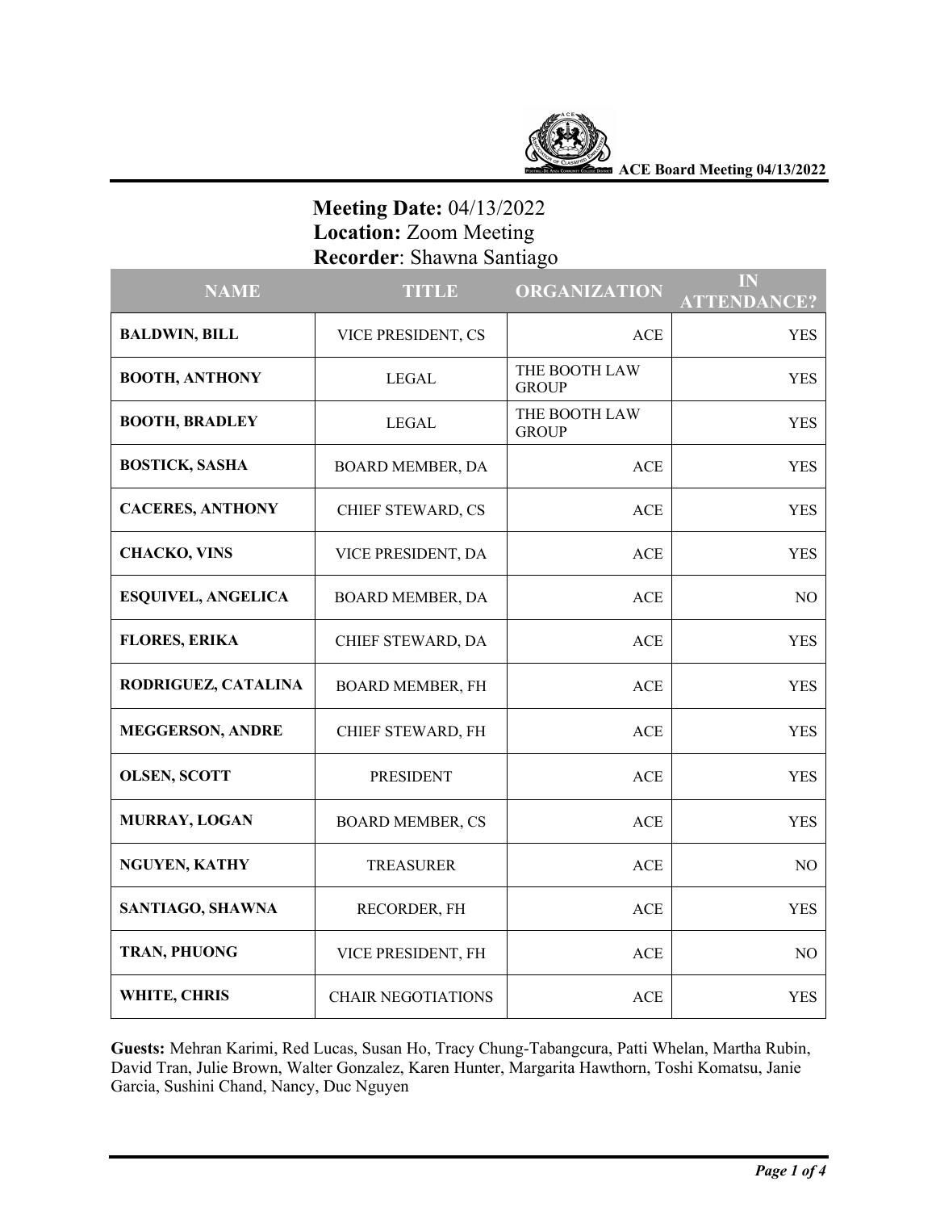**Meeting Date:** 04/13/2022
**Location:** Zoom Meeting
**Recorder**: Shawna Santiago

| NAME | TITLE | ORGANIZATION | IN ATTENDANCE? |
|---|---|---|---|
| **BALDWIN, BILL** | VICE PRESIDENT, CS | ACE | YES |
| **BOOTH, ANTHONY** | LEGAL | THE BOOTH LAW GROUP | YES |
| **BOOTH, BRADLEY** | LEGAL | THE BOOTH LAW GROUP | YES |
| **BOSTICK, SASHA** | BOARD MEMBER, DA | ACE | YES |
| **CACERES, ANTHONY** | CHIEF STEWARD, CS | ACE | YES |
| **CHACKO, VINS** | VICE PRESIDENT, DA | ACE | YES |
| **ESQUIVEL, ANGELICA** | BOARD MEMBER, DA | ACE | NO |
| **FLORES, ERIKA** | CHIEF STEWARD, DA | ACE | YES |
| **RODRIGUEZ, CATALINA** | BOARD MEMBER, FH | ACE | YES |
| **MEGGERSON, ANDRE** | CHIEF STEWARD, FH | ACE | YES |
| **OLSEN, SCOTT** | PRESIDENT | ACE | YES |
| **MURRAY, LOGAN** | BOARD MEMBER, CS | ACE | YES |
| **NGUYEN, KATHY** | TREASURER | ACE | NO |
| **SANTIAGO, SHAWNA** | RECORDER, FH | ACE | YES |
| **TRAN, PHUONG** | VICE PRESIDENT, FH | ACE | NO |
| **WHITE, CHRIS** | CHAIR NEGOTIATIONS | ACE | YES |

**Guests:** Mehran Karimi, Red Lucas, Susan Ho, Tracy Chung-Tabangcura, Patti Whelan, Martha Rubin, David Tran, Julie Brown, Walter Gonzalez, Karen Hunter, Margarita Hawthorn, Toshi Komatsu, Janie Garcia, Sushini Chand, Nancy, Duc Nguyen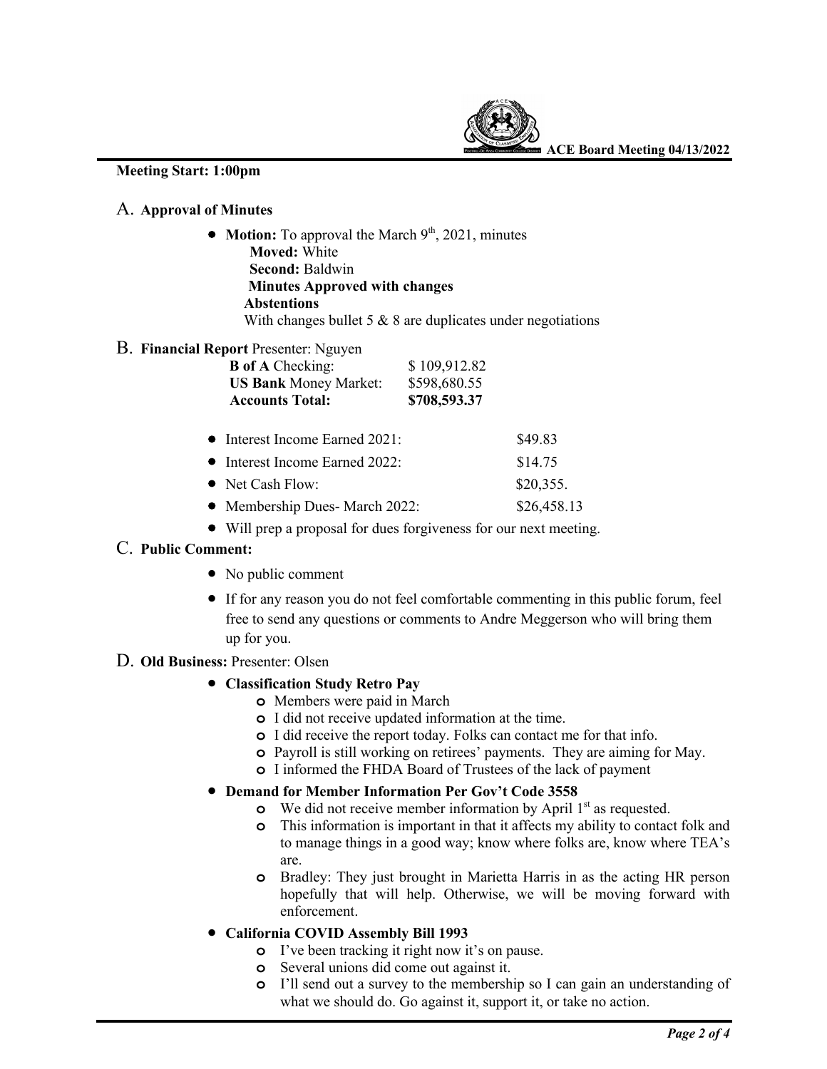**Meeting Start: 1:00pm**

## A. **Approval of Minutes**

- **Motion:** To approval the March 9th, 2021, minutes
  **Moved:** White
  **Second:** Baldwin
  **Minutes Approved with changes**
  **Abstentions**
  With changes bullet 5 & 8 are duplicates under negotiations

## B. **Financial Report** Presenter: Nguyen

| | |
|---|---|
| **B of A** Checking: | $ 109,912.82 |
| **US Bank** Money Market: | $598,680.55 |
| **Accounts Total:** | **$708,593.37** |

- Interest Income Earned 2021: $49.83
- Interest Income Earned 2022: $14.75
- Net Cash Flow: $20,355.
- Membership Dues- March 2022: $26,458.13
- Will prep a proposal for dues forgiveness for our next meeting.

## C. **Public Comment:**

- No public comment
- If for any reason you do not feel comfortable commenting in this public forum, feel free to send any questions or comments to Andre Meggerson who will bring them up for you.

## D. **Old Business:** Presenter: Olsen

- **Classification Study Retro Pay**
  - Members were paid in March
  - I did not receive updated information at the time.
  - I did receive the report today. Folks can contact me for that info.
  - Payroll is still working on retirees' payments. They are aiming for May.
  - I informed the FHDA Board of Trustees of the lack of payment
- **Demand for Member Information Per Gov't Code 3558**
  - We did not receive member information by April 1st as requested.
  - This information is important in that it affects my ability to contact folk and to manage things in a good way; know where folks are, know where TEA's are.
  - Bradley: They just brought in Marietta Harris in as the acting HR person hopefully that will help. Otherwise, we will be moving forward with enforcement.
- **California COVID Assembly Bill 1993**
  - I've been tracking it right now it's on pause.
  - Several unions did come out against it.
  - I'll send out a survey to the membership so I can gain an understanding of what we should do. Go against it, support it, or take no action.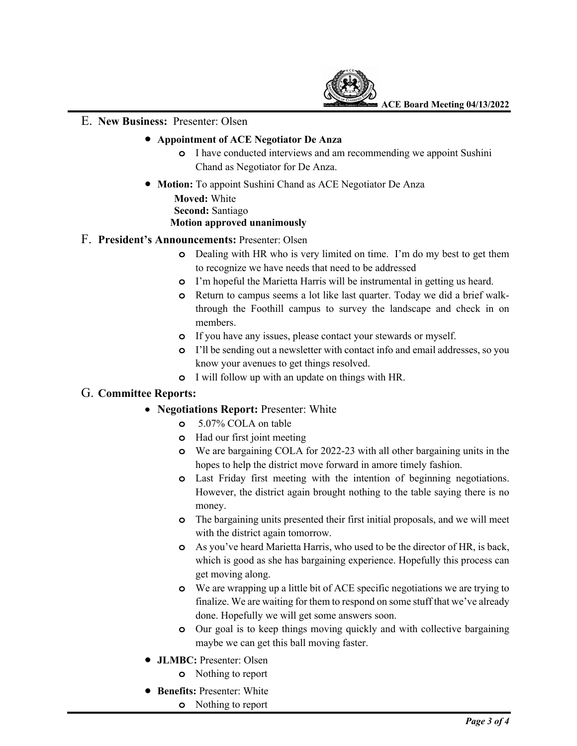## E. **New Business:** Presenter: Olsen

- **Appointment of ACE Negotiator De Anza**
  - I have conducted interviews and am recommending we appoint Sushini Chand as Negotiator for De Anza.
- **Motion:** To appoint Sushini Chand as ACE Negotiator De Anza

  **Moved:** White
  **Second:** Santiago
  **Motion approved unanimously**

## F. **President's Announcements:** Presenter: Olsen

- Dealing with HR who is very limited on time. I'm do my best to get them to recognize we have needs that need to be addressed
- I'm hopeful the Marietta Harris will be instrumental in getting us heard.
- Return to campus seems a lot like last quarter. Today we did a brief walk-through the Foothill campus to survey the landscape and check in on members.
- If you have any issues, please contact your stewards or myself.
- I'll be sending out a newsletter with contact info and email addresses, so you know your avenues to get things resolved.
- I will follow up with an update on things with HR.

## G. **Committee Reports:**

- **Negotiations Report:** Presenter: White
  - 5.07% COLA on table
  - Had our first joint meeting
  - We are bargaining COLA for 2022-23 with all other bargaining units in the hopes to help the district move forward in amore timely fashion.
  - Last Friday first meeting with the intention of beginning negotiations. However, the district again brought nothing to the table saying there is no money.
  - The bargaining units presented their first initial proposals, and we will meet with the district again tomorrow.
  - As you've heard Marietta Harris, who used to be the director of HR, is back, which is good as she has bargaining experience. Hopefully this process can get moving along.
  - We are wrapping up a little bit of ACE specific negotiations we are trying to finalize. We are waiting for them to respond on some stuff that we've already done. Hopefully we will get some answers soon.
  - Our goal is to keep things moving quickly and with collective bargaining maybe we can get this ball moving faster.
- **JLMBC:** Presenter: Olsen
  - Nothing to report
- **Benefits:** Presenter: White
  - Nothing to report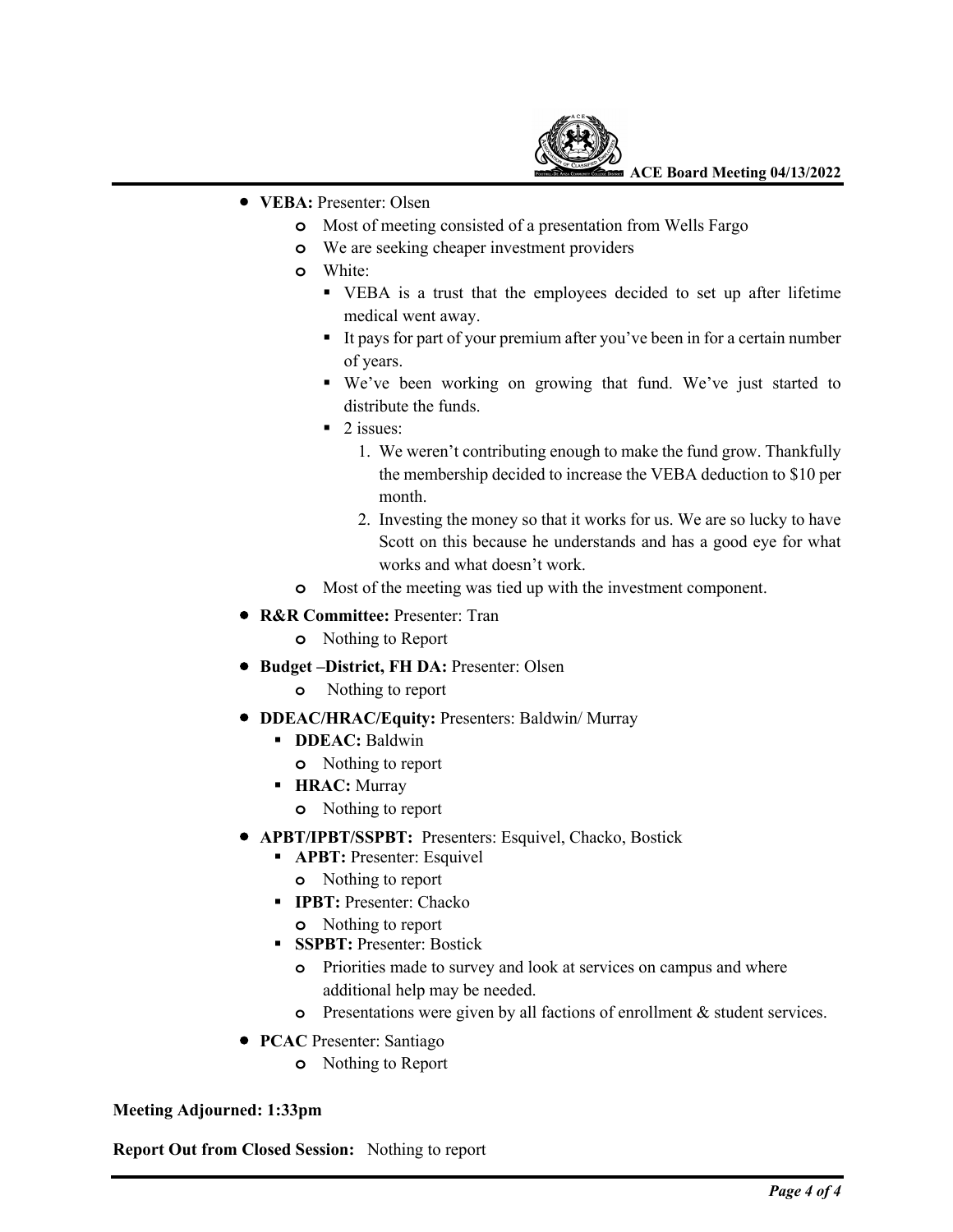- **VEBA:** Presenter: Olsen
  - Most of meeting consisted of a presentation from Wells Fargo
  - We are seeking cheaper investment providers
  - White:
    - VEBA is a trust that the employees decided to set up after lifetime medical went away.
    - It pays for part of your premium after you've been in for a certain number of years.
    - We've been working on growing that fund. We've just started to distribute the funds.
    - 2 issues:
      1. We weren't contributing enough to make the fund grow. Thankfully the membership decided to increase the VEBA deduction to $10 per month.
      2. Investing the money so that it works for us. We are so lucky to have Scott on this because he understands and has a good eye for what works and what doesn't work.
  - Most of the meeting was tied up with the investment component.
- **R&R Committee:** Presenter: Tran
  - Nothing to Report
- **Budget –District, FH DA:** Presenter: Olsen
  - Nothing to report
- **DDEAC/HRAC/Equity:** Presenters: Baldwin/ Murray
  - **DDEAC:** Baldwin
    - Nothing to report
  - **HRAC:** Murray
    - Nothing to report
- **APBT/IPBT/SSPBT:** Presenters: Esquivel, Chacko, Bostick
  - **APBT:** Presenter: Esquivel
    - Nothing to report
  - **IPBT:** Presenter: Chacko
    - Nothing to report
  - **SSPBT:** Presenter: Bostick
    - Priorities made to survey and look at services on campus and where additional help may be needed.
    - Presentations were given by all factions of enrollment & student services.
- **PCAC** Presenter: Santiago
  - Nothing to Report

**Meeting Adjourned: 1:33pm**

**Report Out from Closed Session:** Nothing to report